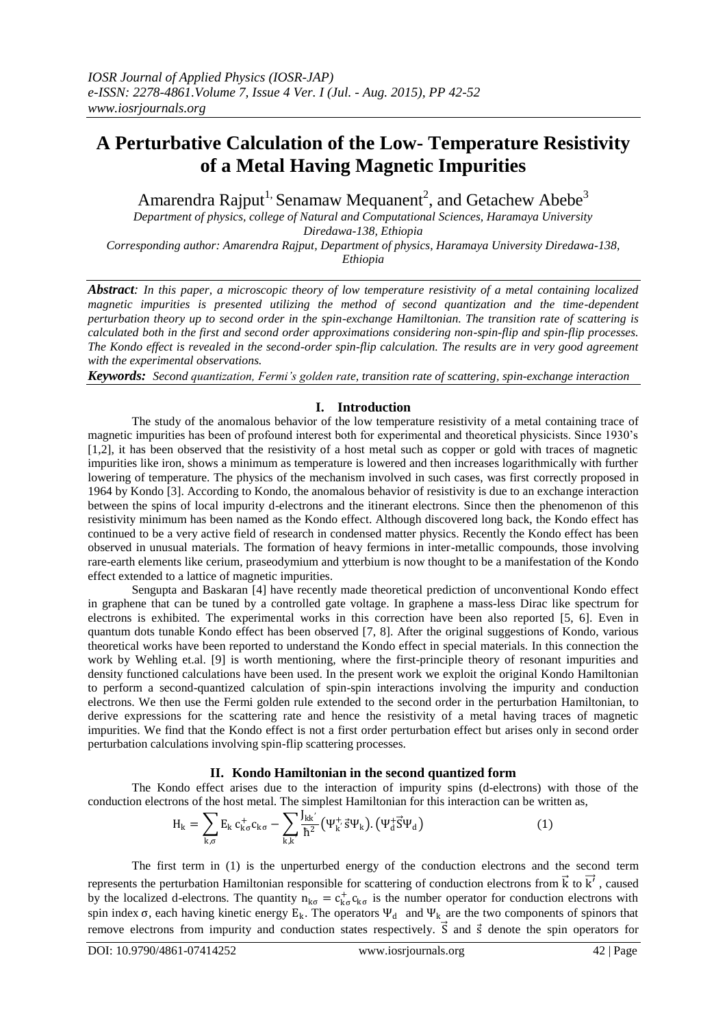# A Perturbative Calculation of the Low- Temperature Resistivity of a Metal Having Magnetic Impurities

Amarendra Rajput[1], Senamaw Mequanent[2], and Getachew Abebe[3]

*Department of physics, college of Natural and Computational Sciences, Haramaya University Diredawa-138, Ethiopia*

*Corresponding author: Amarendra Rajput, Department of physics, Haramaya University Diredawa-138, Ethiopia*

***Abstract**: In this paper, a microscopic theory of low temperature resistivity of a metal containing localized magnetic impurities is presented utilizing the method of second quantization and the time-dependent perturbation theory up to second order in the spin-exchange Hamiltonian. The transition rate of scattering is calculated both in the first and second order approximations considering non-spin-flip and spin-flip processes. The Kondo effect is revealed in the second-order spin-flip calculation. The results are in very good agreement with the experimental observations.*

***Keywords:** Second quantization, Fermi's golden rate, transition rate of scattering, spin-exchange interaction*

## I. Introduction

The study of the anomalous behavior of the low temperature resistivity of a metal containing trace of magnetic impurities has been of profound interest both for experimental and theoretical physicists. Since 1930's [1,2], it has been observed that the resistivity of a host metal such as copper or gold with traces of magnetic impurities like iron, shows a minimum as temperature is lowered and then increases logarithmically with further lowering of temperature. The physics of the mechanism involved in such cases, was first correctly proposed in 1964 by Kondo [3]. According to Kondo, the anomalous behavior of resistivity is due to an exchange interaction between the spins of local impurity d-electrons and the itinerant electrons. Since then the phenomenon of this resistivity minimum has been named as the Kondo effect. Although discovered long back, the Kondo effect has continued to be a very active field of research in condensed matter physics. Recently the Kondo effect has been observed in unusual materials. The formation of heavy fermions in inter-metallic compounds, those involving rare-earth elements like cerium, praseodymium and ytterbium is now thought to be a manifestation of the Kondo effect extended to a lattice of magnetic impurities.

Sengupta and Baskaran [4] have recently made theoretical prediction of unconventional Kondo effect in graphene that can be tuned by a controlled gate voltage. In graphene a mass-less Dirac like spectrum for electrons is exhibited. The experimental works in this correction have been also reported [5, 6]. Even in quantum dots tunable Kondo effect has been observed [7, 8]. After the original suggestions of Kondo, various theoretical works have been reported to understand the Kondo effect in special materials. In this connection the work by Wehling et.al. [9] is worth mentioning, where the first-principle theory of resonant impurities and density functioned calculations have been used. In the present work we exploit the original Kondo Hamiltonian to perform a second-quantized calculation of spin-spin interactions involving the impurity and conduction electrons. We then use the Fermi golden rule extended to the second order in the perturbation Hamiltonian, to derive expressions for the scattering rate and hence the resistivity of a metal having traces of magnetic impurities. We find that the Kondo effect is not a first order perturbation effect but arises only in second order perturbation calculations involving spin-flip scattering processes.

## II. Kondo Hamiltonian in the second quantized form

The Kondo effect arises due to the interaction of impurity spins (d-electrons) with those of the conduction electrons of the host metal. The simplest Hamiltonian for this interaction can be written as,

$$H_k = \sum_{k,\sigma} E_k \, c^+_{k\sigma} c_{k\sigma} - \sum_{k,k'} \frac{J_{kk'}}{\hbar^2} \left(\Psi^+_{k'} \vec{s} \Psi_k\right).\left(\Psi^+_d \vec{S} \Psi_d\right) \qquad (1)$$

The first term in (1) is the unperturbed energy of the conduction electrons and the second term represents the perturbation Hamiltonian responsible for scattering of conduction electrons from $\vec{k}$ to $\vec{k'}$, caused by the localized d-electrons. The quantity $n_{k\sigma} = c^+_{k\sigma} c_{k\sigma}$ is the number operator for conduction electrons with spin index $\sigma$, each having kinetic energy $E_k$. The operators $\Psi_d$ and $\Psi_k$ are the two components of spinors that remove electrons from impurity and conduction states respectively. $\vec{S}$ and $\vec{s}$ denote the spin operators for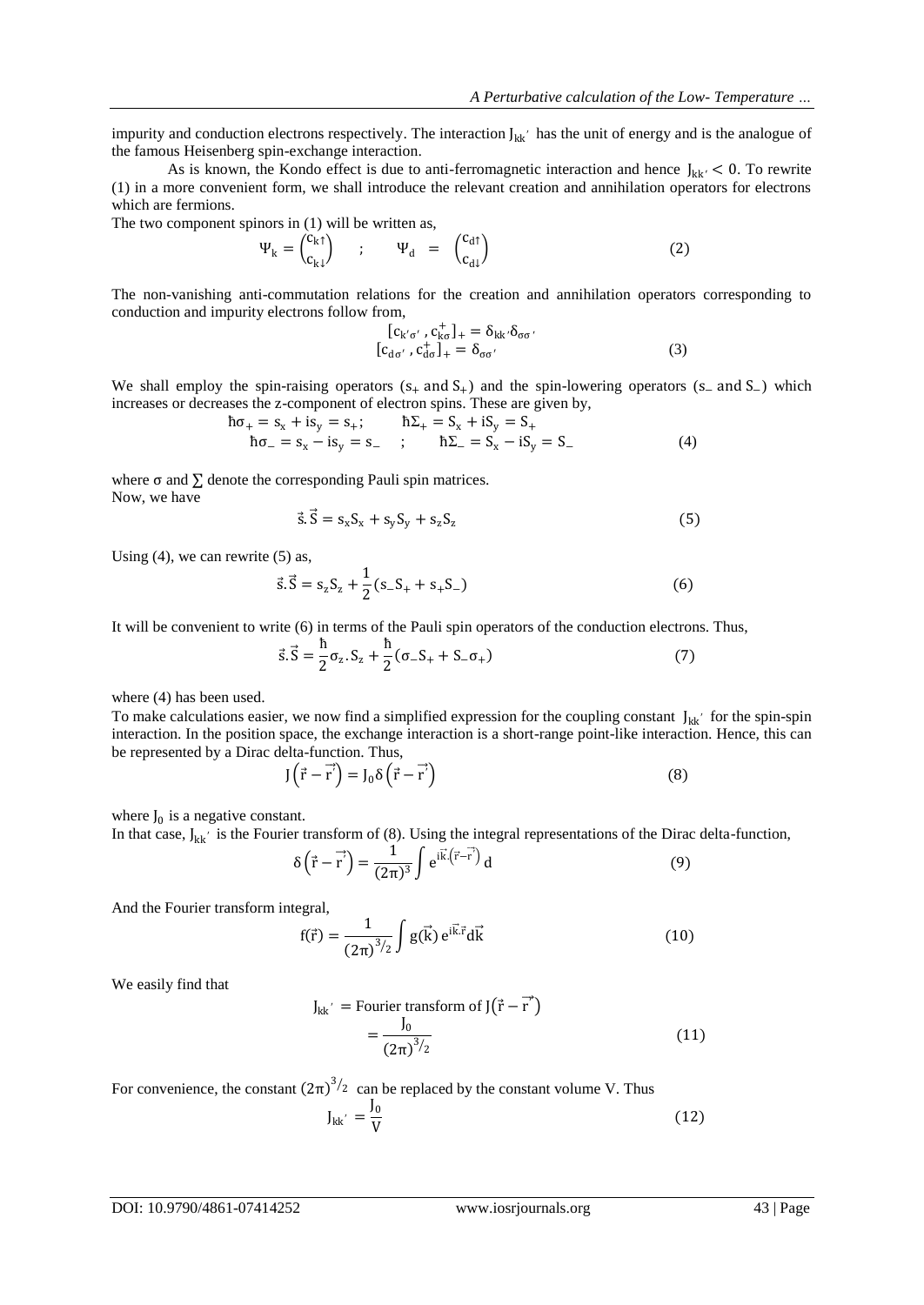impurity and conduction electrons respectively. The interaction $J_{kk'}$ has the unit of energy and is the analogue of the famous Heisenberg spin-exchange interaction.

As is known, the Kondo effect is due to anti-ferromagnetic interaction and hence $J_{kk'} < 0$. To rewrite (1) in a more convenient form, we shall introduce the relevant creation and annihilation operators for electrons which are fermions.

The two component spinors in (1) will be written as,

$$\Psi_k = \begin{pmatrix} c_{k\uparrow} \\ c_{k\downarrow} \end{pmatrix} \quad ; \quad \Psi_d = \begin{pmatrix} c_{d\uparrow} \\ c_{d\downarrow} \end{pmatrix} \tag{2}$$

The non-vanishing anti-commutation relations for the creation and annihilation operators corresponding to conduction and impurity electrons follow from,

$$[c_{k'\sigma'}, c^+_{k\sigma}]_+ = \delta_{kk'}\delta_{\sigma\sigma'}$$
$$[c_{d\sigma'}, c^+_{d\sigma}]_+ = \delta_{\sigma\sigma'} \tag{3}$$

We shall employ the spin-raising operators ($s_+$ and $S_+$) and the spin-lowering operators ($s_-$ and $S_-$) which increases or decreases the z-component of electron spins. These are given by,

$$\hbar\sigma_+ = s_x + is_y = s_+; \qquad \hbar\Sigma_+ = S_x + iS_y = S_+$$
$$\hbar\sigma_- = s_x - is_y = s_- \quad ; \qquad \hbar\Sigma_- = S_x - iS_y = S_- \tag{4}$$

where $\sigma$ and $\sum$ denote the corresponding Pauli spin matrices.

Now, we have

$$\vec{s}.\vec{S} = s_x S_x + s_y S_y + s_z S_z \tag{5}$$

Using (4), we can rewrite (5) as,

$$\vec{s}.\vec{S} = s_z S_z + \frac{1}{2}(s_- S_+ + s_+ S_-) \tag{6}$$

It will be convenient to write (6) in terms of the Pauli spin operators of the conduction electrons. Thus,

$$\vec{s}.\vec{S} = \frac{\hbar}{2}\sigma_z . S_z + \frac{\hbar}{2}(\sigma_- S_+ + S_- \sigma_+) \tag{7}$$

where (4) has been used.

To make calculations easier, we now find a simplified expression for the coupling constant $J_{kk'}$ for the spin-spin interaction. In the position space, the exchange interaction is a short-range point-like interaction. Hence, this can be represented by a Dirac delta-function. Thus,

$$J\left(\vec{r} - \vec{r'}\right) = J_0 \delta\left(\vec{r} - \vec{r'}\right) \tag{8}$$

where $J_0$ is a negative constant.

In that case, $J_{kk'}$ is the Fourier transform of (8). Using the integral representations of the Dirac delta-function,

$$\delta\left(\vec{r} - \vec{r'}\right) = \frac{1}{(2\pi)^3}\int e^{i\vec{k}.\left(\vec{r}-\vec{r'}\right)}\, d \tag{9}$$

And the Fourier transform integral,

$$f(\vec{r}) = \frac{1}{(2\pi)^{3/2}}\int g(\vec{k})\, e^{i\vec{k}.\vec{r}} d\vec{k} \tag{10}$$

We easily find that

$$J_{kk'} = \text{Fourier transform of } J\left(\vec{r} - \vec{r'}\right)$$
$$= \frac{J_0}{(2\pi)^{3/2}} \tag{11}$$

For convenience, the constant $(2\pi)^{3/2}$ can be replaced by the constant volume V. Thus

$$J_{kk'} = \frac{J_0}{V} \tag{12}$$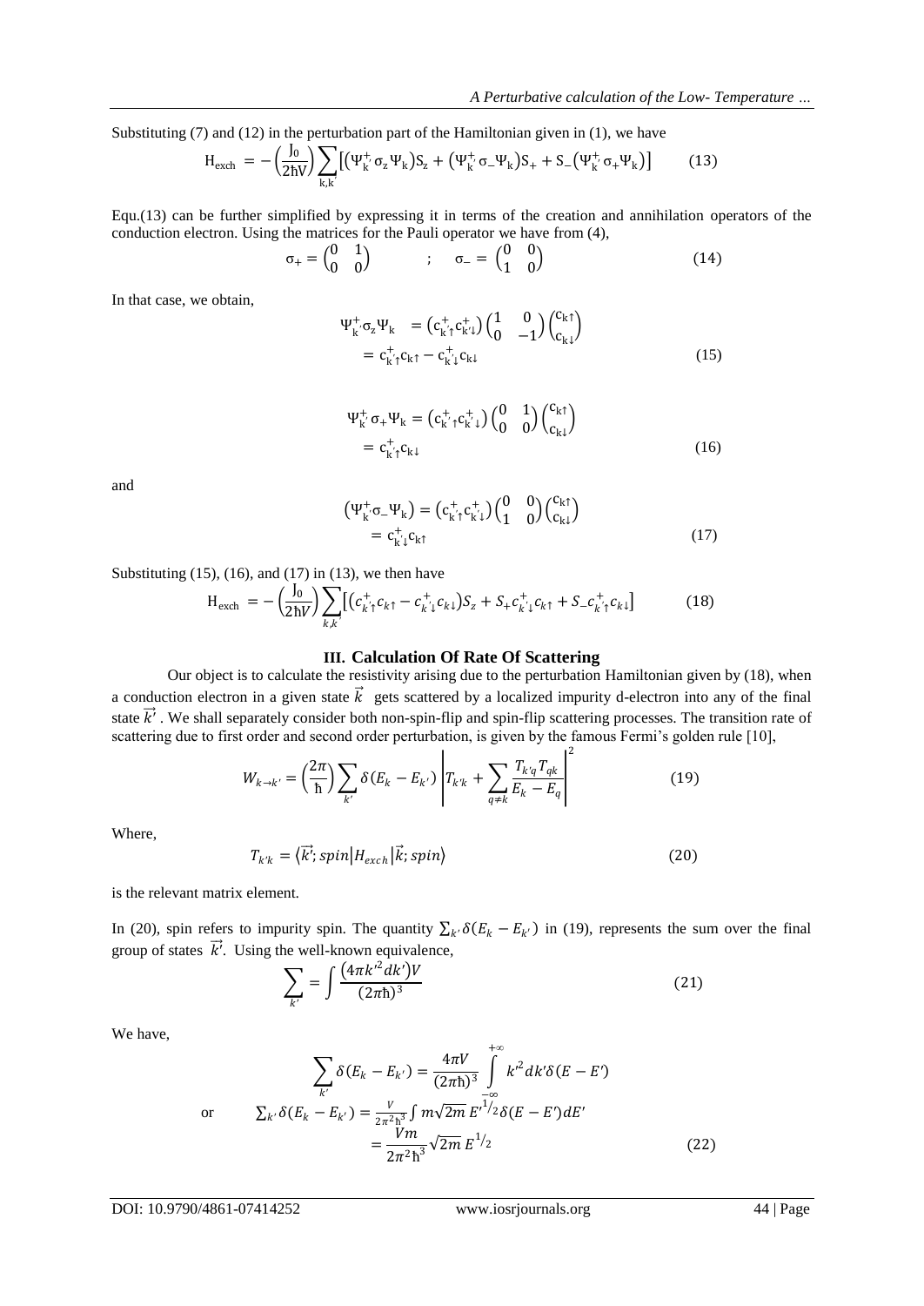Substituting (7) and (12) in the perturbation part of the Hamiltonian given in (1), we have

$$\mathrm{H}_{\mathrm{exch}} = -\left(\frac{\mathrm{J}_0}{2\hbar \mathrm{V}}\right)\sum_{\mathrm{k,k'}}\left[\left(\Psi_{\mathrm{k'}}^{+}\sigma_z\Psi_{\mathrm{k}}\right)\mathrm{S}_z + \left(\Psi_{\mathrm{k}}^{+}\sigma_-\Psi_{\mathrm{k}}\right)\mathrm{S}_+ + \mathrm{S}_-\left(\Psi_{\mathrm{k}}^{+}\sigma_+\Psi_{\mathrm{k}}\right)\right] \qquad (13)$$

Equ.(13) can be further simplified by expressing it in terms of the creation and annihilation operators of the conduction electron. Using the matrices for the Pauli operator we have from (4),

$$\sigma_+ = \begin{pmatrix} 0 & 1 \\ 0 & 0 \end{pmatrix} \qquad ; \quad \sigma_- = \begin{pmatrix} 0 & 0 \\ 1 & 0 \end{pmatrix} \qquad (14)$$

In that case, we obtain,

$$\begin{aligned}\Psi_{\mathrm{k'}}^{+}\sigma_z\Psi_{\mathrm{k}} &= \left(c_{\mathrm{k'}\uparrow}^{+} c_{\mathrm{k'}\downarrow}^{+}\right)\begin{pmatrix} 1 & 0 \\ 0 & -1 \end{pmatrix}\begin{pmatrix} c_{\mathrm{k}\uparrow} \\ c_{\mathrm{k}\downarrow} \end{pmatrix} \\ &= c_{\mathrm{k'}\uparrow}^{+}c_{\mathrm{k}\uparrow} - c_{\mathrm{k'}\downarrow}^{+}c_{\mathrm{k}\downarrow}\end{aligned} \qquad (15)$$

$$\begin{aligned}\Psi_{\mathrm{k'}}^{+}\sigma_+\Psi_{\mathrm{k}} &= \left(c_{\mathrm{k'}\uparrow}^{+} c_{\mathrm{k'}\downarrow}^{+}\right)\begin{pmatrix} 0 & 1 \\ 0 & 0 \end{pmatrix}\begin{pmatrix} c_{\mathrm{k}\uparrow} \\ c_{\mathrm{k}\downarrow} \end{pmatrix} \\ &= c_{\mathrm{k'}\uparrow}^{+}c_{\mathrm{k}\downarrow}\end{aligned} \qquad (16)$$

and

$$\begin{aligned}\left(\Psi_{\mathrm{k'}}^{+}\sigma_-\Psi_{\mathrm{k}}\right) &= \left(c_{\mathrm{k'}\uparrow}^{+} c_{\mathrm{k'}\downarrow}^{+}\right)\begin{pmatrix} 0 & 0 \\ 1 & 0 \end{pmatrix}\begin{pmatrix} c_{\mathrm{k}\uparrow} \\ c_{\mathrm{k}\downarrow} \end{pmatrix} \\ &= c_{\mathrm{k'}\downarrow}^{+}c_{\mathrm{k}\uparrow}\end{aligned} \qquad (17)$$

Substituting (15), (16), and (17) in (13), we then have

$$\mathrm{H}_{\mathrm{exch}} = -\left(\frac{\mathrm{J}_0}{2\hbar V}\right)\sum_{k,k'}\left[\left(c_{k'\uparrow}^{+}c_{k\uparrow} - c_{k'\downarrow}^{+}c_{k\downarrow}\right)S_z + S_+ c_{k'\downarrow}^{+}c_{k\uparrow} + S_- c_{k'\uparrow}^{+}c_{k\downarrow}\right] \qquad (18)$$

## III. Calculation Of Rate Of Scattering

Our object is to calculate the resistivity arising due to the perturbation Hamiltonian given by (18), when a conduction electron in a given state $\vec{k}$ gets scattered by a localized impurity d-electron into any of the final state $\vec{k'}$. We shall separately consider both non-spin-flip and spin-flip scattering processes. The transition rate of scattering due to first order and second order perturbation, is given by the famous Fermi's golden rule [10],

$$W_{k\to k'} = \left(\frac{2\pi}{\hbar}\right)\sum_{k'}\delta(E_k - E_{k'})\left|T_{k'k} + \sum_{q\neq k}\frac{T_{k'q}T_{qk}}{E_k - E_q}\right|^2 \qquad (19)$$

Where,

$$T_{k'k} = \langle \vec{k'}; spin | H_{exch} | \vec{k}; spin \rangle \qquad (20)$$

is the relevant matrix element.

In (20), spin refers to impurity spin. The quantity $\sum_{k'}\delta(E_k - E_{k'})$ in (19), represents the sum over the final group of states $\vec{k'}$. Using the well-known equivalence,

$$\sum_{k'} = \int \frac{\left(4\pi k'^2 dk'\right)V}{(2\pi\hbar)^3} \qquad (21)$$

We have,

$$\sum_{k'}\delta(E_k - E_{k'}) = \frac{4\pi V}{(2\pi\hbar)^3}\int_{-\infty}^{+\infty} k'^2 dk' \delta(E - E')$$

or

$$\begin{aligned}\sum_{k'}\delta(E_k - E_{k'}) &= \frac{V}{2\pi^2\hbar^3}\int m\sqrt{2m}\,E'^{1/2}\delta(E - E')dE' \\ &= \frac{Vm}{2\pi^2\hbar^3}\sqrt{2m}\,E^{1/2}\end{aligned} \qquad (22)$$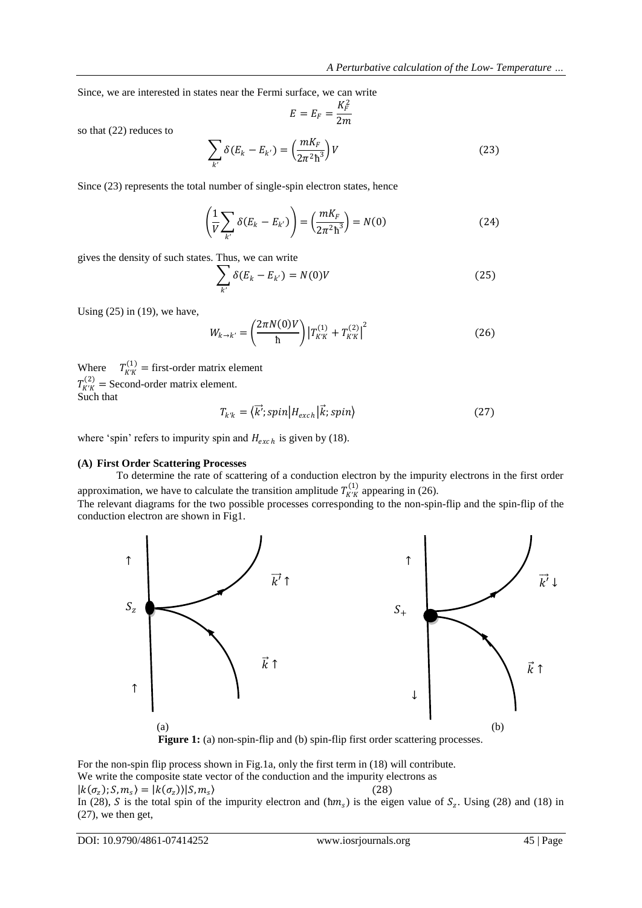Since, we are interested in states near the Fermi surface, we can write

$$E = E_F = \frac{K_F^2}{2m}$$

so that (22) reduces to

$$\sum_{k'} \delta(E_k - E_{k'}) = \left(\frac{mK_F}{2\pi^2\hbar^3}\right)V \tag{23}$$

Since (23) represents the total number of single-spin electron states, hence

$$\left(\frac{1}{V}\sum_{k'} \delta(E_k - E_{k'})\right) = \left(\frac{mK_F}{2\pi^2\hbar^3}\right) = N(0) \tag{24}$$

gives the density of such states. Thus, we can write

$$\sum_{k'} \delta(E_k - E_{k'}) = N(0)V \tag{25}$$

Using (25) in (19), we have,

$$W_{k\to k'} = \left(\frac{2\pi N(0)V}{\hbar}\right)\left|T_{K'K}^{(1)} + T_{K'K}^{(2)}\right|^2 \tag{26}$$

Where $T_{K'K}^{(1)}$ = first-order matrix element
$T_{K'K}^{(2)}$ = Second-order matrix element.
Such that

$$T_{k'k} = \langle \vec{k'}; spin | H_{exch} | \vec{k}; spin \rangle \tag{27}$$

where 'spin' refers to impurity spin and $H_{exch}$ is given by (18).

**(A) First Order Scattering Processes**

To determine the rate of scattering of a conduction electron by the impurity electrons in the first order approximation, we have to calculate the transition amplitude $T_{K'K}^{(1)}$ appearing in (26).

The relevant diagrams for the two possible processes corresponding to the non-spin-flip and the spin-flip of the conduction electron are shown in Fig1.

**Figure 1:** (a) non-spin-flip and (b) spin-flip first order scattering processes.

For the non-spin flip process shown in Fig.1a, only the first term in (18) will contribute.
We write the composite state vector of the conduction and the impurity electrons as

$$|k(\sigma_z); S, m_s\rangle = |k(\sigma_z)\rangle|S, m_s\rangle \tag{28}$$

In (28), $S$ is the total spin of the impurity electron and ($\hbar m_s$) is the eigen value of $S_z$. Using (28) and (18) in (27), we then get,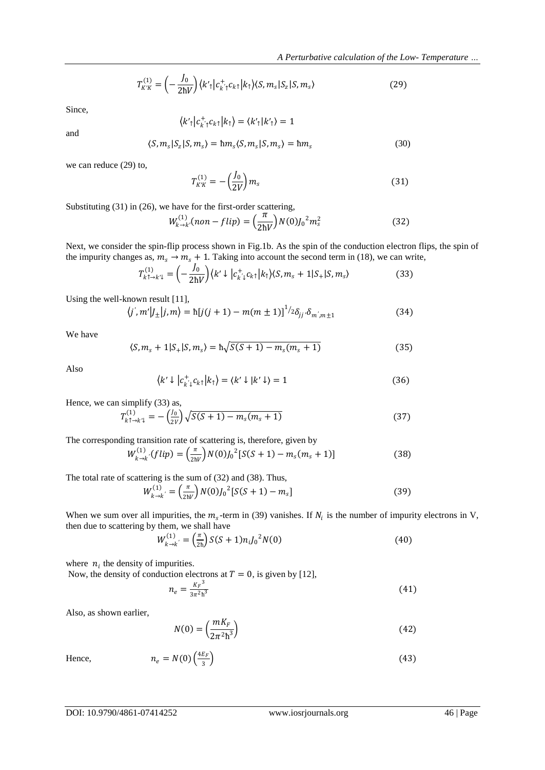$$T_{K'K}^{(1)} = \left(-\frac{J_0}{2\hbar V}\right)\langle k'_{\uparrow}|c_{k'\uparrow}^{+}c_{k\uparrow}|k_{\uparrow}\rangle\langle S, m_s|S_z|S, m_s\rangle \tag{29}$$

Since,

$$\langle k'_{\uparrow}|c_{k'\uparrow}^{+}c_{k\uparrow}|k_{\uparrow}\rangle = \langle k'_{\uparrow}|k'_{\uparrow}\rangle = 1$$

and

$$\langle S, m_s|S_z|S, m_s\rangle = \hbar m_s\langle S, m_s|S, m_s\rangle = \hbar m_s \tag{30}$$

we can reduce (29) to,

$$T_{K'K}^{(1)} = -\left(\frac{J_0}{2V}\right)m_s \tag{31}$$

Substituting (31) in (26), we have for the first-order scattering,

$$W_{k\to k'}^{(1)}(non-flip) = \left(\frac{\pi}{2\hbar V}\right)N(0){J_0}^2 m_s^2 \tag{32}$$

Next, we consider the spin-flip process shown in Fig.1b. As the spin of the conduction electron flips, the spin of the impurity changes as, $m_s \to m_s + 1$. Taking into account the second term in (18), we can write,

$$T_{k\uparrow\to k'\downarrow}^{(1)} = \left(-\frac{J_0}{2\hbar V}\right)\langle k'\downarrow|c_{k'\downarrow}^{+}c_{k\uparrow}|k_{\uparrow}\rangle\langle S, m_s+1|S_+|S, m_s\rangle \tag{33}$$

Using the well-known result [11],

$$\langle j', m'|J_{\pm}|j, m\rangle = \hbar[j(j+1) - m(m\pm 1)]^{1/2}\delta_{jj'}\delta_{m',m\pm 1} \tag{34}$$

We have

$$\langle S, m_s+1|S_+|S, m_s\rangle = \hbar\sqrt{S(S+1) - m_s(m_s+1)} \tag{35}$$

Also

$$\langle k'\downarrow|c_{k'\downarrow}^{+}c_{k\uparrow}|k_{\uparrow}\rangle = \langle k'\downarrow|k'\downarrow\rangle = 1 \tag{36}$$

Hence, we can simplify (33) as,

$$T_{k\uparrow\to k'\downarrow}^{(1)} = -\left(\frac{J_0}{2V}\right)\sqrt{S(S+1) - m_s(m_s+1)} \tag{37}$$

The corresponding transition rate of scattering is, therefore, given by

$$W_{k\to k'}^{(1)}(flip) = \left(\frac{\pi}{2\hbar V}\right)N(0){J_0}^2[S(S+1) - m_s(m_s+1)] \tag{38}$$

The total rate of scattering is the sum of (32) and (38). Thus,

$$W_{k\to k'}^{(1)} = \left(\frac{\pi}{2\hbar V}\right)N(0){J_0}^2[S(S+1) - m_s] \tag{39}$$

When we sum over all impurities, the $m_s$-term in (39) vanishes. If $N_i$ is the number of impurity electrons in V, then due to scattering by them, we shall have

$$W_{k\to k'}^{(1)} = \left(\frac{\pi}{2\hbar}\right)S(S+1)n_i{J_0}^2 N(0) \tag{40}$$

where $n_i$ the density of impurities.

Now, the density of conduction electrons at $T = 0$, is given by [12],

$$n_e = \frac{{K_F}^3}{3\pi^2\hbar^3} \tag{41}$$

Also, as shown earlier,

$$N(0) = \left(\frac{mK_F}{2\pi^2\hbar^3}\right) \tag{42}$$

Hence,

$$n_e = N(0)\left(\frac{4E_F}{3}\right) \tag{43}$$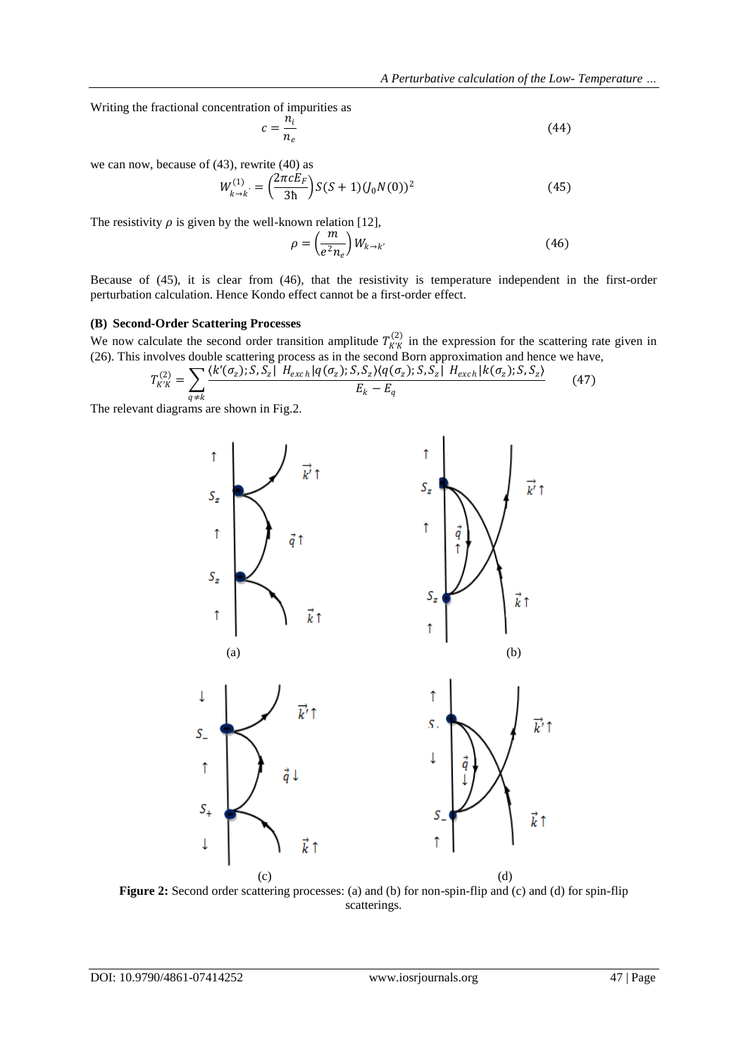Writing the fractional concentration of impurities as

$$c = \frac{n_i}{n_e} \tag{44}$$

we can now, because of (43), rewrite (40) as

$$W^{(1)}_{k\to k'} = \left(\frac{2\pi c E_F}{3\hbar}\right) S(S+1)(J_0 N(0))^2 \tag{45}$$

The resistivity $\rho$ is given by the well-known relation [12],

$$\rho = \left(\frac{m}{e^2 n_e}\right) W_{k\to k'} \tag{46}$$

Because of (45), it is clear from (46), that the resistivity is temperature independent in the first-order perturbation calculation. Hence Kondo effect cannot be a first-order effect.

**(B) Second-Order Scattering Processes**

We now calculate the second order transition amplitude $T^{(2)}_{K'K}$ in the expression for the scattering rate given in (26). This involves double scattering process as in the second Born approximation and hence we have,

$$T^{(2)}_{K'K} = \sum_{q\neq k} \frac{\langle k'(\sigma_z); S, S_z|\ H_{exch}|q(\sigma_z); S, S_z\rangle\langle q(\sigma_z); S, S_z|\ H_{exch}|k(\sigma_z); S, S_z\rangle}{E_k - E_q} \tag{47}$$

The relevant diagrams are shown in Fig.2.

**Figure 2:** Second order scattering processes: (a) and (b) for non-spin-flip and (c) and (d) for spin-flip scatterings.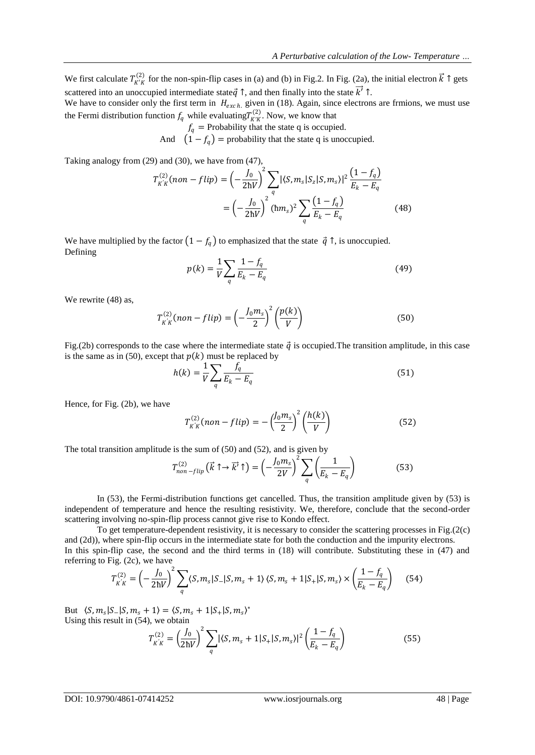We first calculate $T_{K'K}^{(2)}$ for the non-spin-flip cases in (a) and (b) in Fig.2. In Fig. (2a), the initial electron $\vec{k}\uparrow$ gets scattered into an unoccupied intermediate state $\vec{q}\uparrow$, and then finally into the state $\vec{k'}\uparrow$.

We have to consider only the first term in $H_{exch.}$ given in (18). Again, since electrons are frmions, we must use the Fermi distribution function $f_q$ while evaluating $T_{K'K}^{(2)}$. Now, we know that

$f_q$ = Probability that the state q is occupied.

And $(1-f_q)$ = probability that the state q is unoccupied.

Taking analogy from (29) and (30), we have from (47),

$$T_{K'K}^{(2)}(non-flip) = \left(-\frac{J_0}{2\hbar V}\right)^2 \sum_q |\langle S, m_s|S_z|S, m_s\rangle|^2 \frac{(1-f_q)}{E_k - E_q}$$
$$= \left(-\frac{J_0}{2\hbar V}\right)^2 (\hbar m_s)^2 \sum_q \frac{(1-f_q)}{E_k - E_q} \quad (48)$$

We have multiplied by the factor $(1-f_q)$ to emphasized that the state $\vec{q}\uparrow$, is unoccupied.

Defining

$$p(k) = \frac{1}{V}\sum_q \frac{1-f_q}{E_k - E_q} \quad (49)$$

We rewrite (48) as,

$$T_{K'K}^{(2)}(non-flip) = \left(-\frac{J_0 m_s}{2}\right)^2 \left(\frac{p(k)}{V}\right) \quad (50)$$

Fig.(2b) corresponds to the case where the intermediate state $\vec{q}$ is occupied.The transition amplitude, in this case is the same as in (50), except that $p(k)$ must be replaced by

$$h(k) = \frac{1}{V}\sum_q \frac{f_q}{E_k - E_q} \quad (51)$$

Hence, for Fig. (2b), we have

$$T_{K'K}^{(2)}(non-flip) = -\left(\frac{J_0 m_s}{2}\right)^2 \left(\frac{h(k)}{V}\right) \quad (52)$$

The total transition amplitude is the sum of (50) and (52), and is given by

$$T_{non-flip}^{(2)}\left(\vec{k}\uparrow \rightarrow \vec{k'}\uparrow\right) = \left(-\frac{J_0 m_s}{2V}\right)^2 \sum_q \left(\frac{1}{E_k - E_q}\right) \quad (53)$$

In (53), the Fermi-distribution functions get cancelled. Thus, the transition amplitude given by (53) is independent of temperature and hence the resulting resistivity. We, therefore, conclude that the second-order scattering involving no-spin-flip process cannot give rise to Kondo effect.

To get temperature-dependent resistivity, it is necessary to consider the scattering processes in Fig.(2(c) and (2d)), where spin-flip occurs in the intermediate state for both the conduction and the impurity electrons.

In this spin-flip case, the second and the third terms in (18) will contribute. Substituting these in (47) and referring to Fig. (2c), we have

$$T_{K'K}^{(2)} = \left(-\frac{J_0}{2\hbar V}\right)^2 \sum_q \langle S, m_s|S_-|S, m_s+1\rangle \langle S, m_s+1|S_+|S, m_s\rangle \times \left(\frac{1-f_q}{E_k - E_q}\right) \quad (54)$$

But $\langle S, m_s|S_-|S, m_s+1\rangle = \langle S, m_s+1|S_+|S, m_s\rangle^*$

Using this result in (54), we obtain

$$T_{K'K}^{(2)} = \left(\frac{J_0}{2\hbar V}\right)^2 \sum_q |\langle S, m_s+1|S_+|S, m_s\rangle|^2 \left(\frac{1-f_q}{E_k - E_q}\right) \quad (55)$$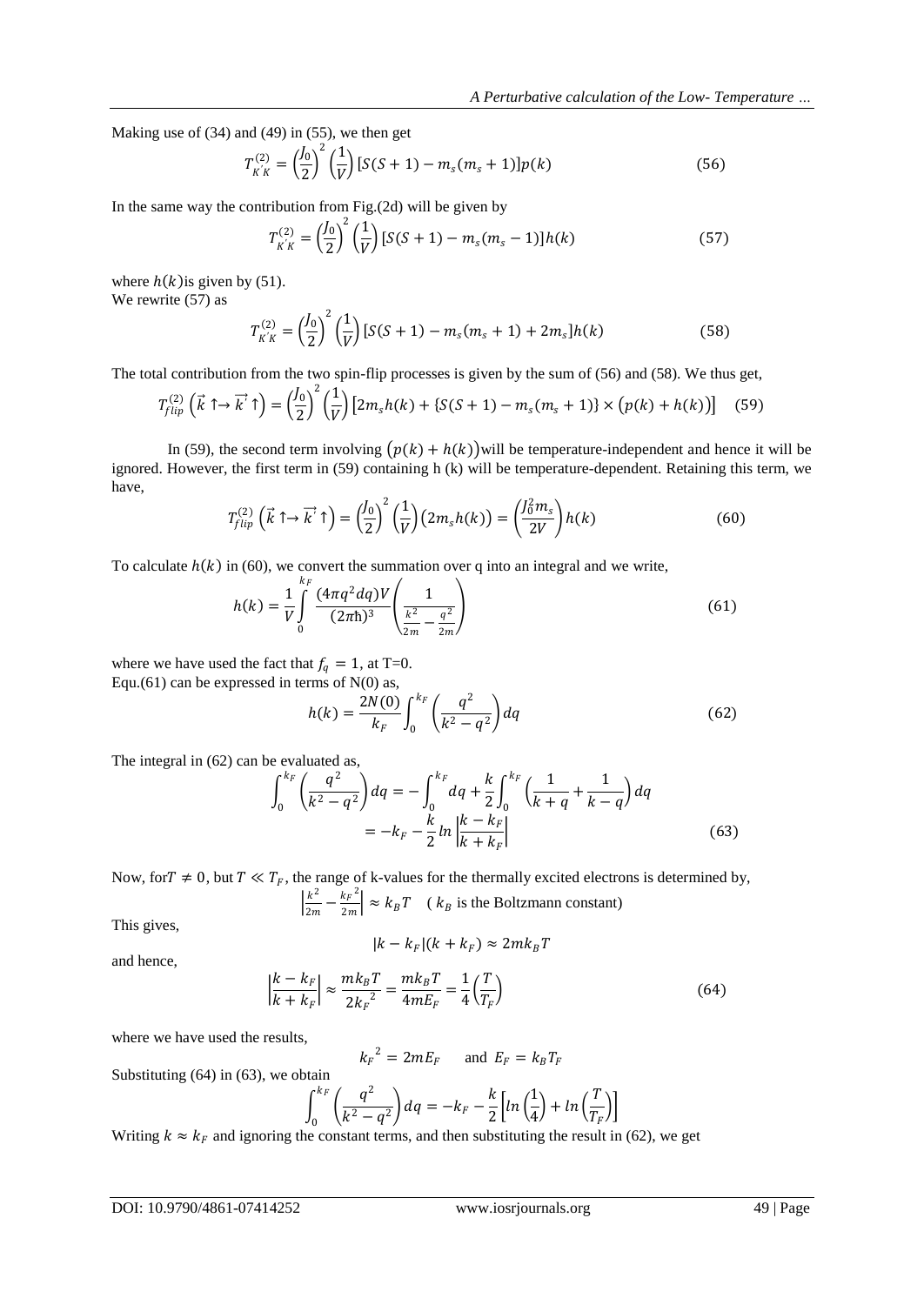Making use of (34) and (49) in (55), we then get

$$T_{K'K}^{(2)} = \left(\frac{J_0}{2}\right)^2 \left(\frac{1}{V}\right) [S(S+1) - m_s(m_s+1)] p(k) \tag{56}$$

In the same way the contribution from Fig.(2d) will be given by

$$T_{K'K}^{(2)} = \left(\frac{J_0}{2}\right)^2 \left(\frac{1}{V}\right) [S(S+1) - m_s(m_s-1)] h(k) \tag{57}$$

where $h(k)$is given by (51).

We rewrite (57) as

$$T_{K'K}^{(2)} = \left(\frac{J_0}{2}\right)^2 \left(\frac{1}{V}\right) [S(S+1) - m_s(m_s+1) + 2m_s] h(k) \tag{58}$$

The total contribution from the two spin-flip processes is given by the sum of (56) and (58). We thus get,

$$T_{flip}^{(2)} \left(\vec{k} \uparrow \rightarrow \vec{k'} \uparrow\right) = \left(\frac{J_0}{2}\right)^2 \left(\frac{1}{V}\right) \left[2m_s h(k) + \{S(S+1) - m_s(m_s+1)\} \times \left(p(k) + h(k)\right)\right] \tag{59}$$

In (59), the second term involving $\left(p(k) + h(k)\right)$will be temperature-independent and hence it will be ignored. However, the first term in (59) containing h (k) will be temperature-dependent. Retaining this term, we have,

$$T_{flip}^{(2)} \left(\vec{k} \uparrow \rightarrow \vec{k'} \uparrow\right) = \left(\frac{J_0}{2}\right)^2 \left(\frac{1}{V}\right) \left(2m_s h(k)\right) = \left(\frac{J_0^2 m_s}{2V}\right) h(k) \tag{60}$$

To calculate $h(k)$ in (60), we convert the summation over q into an integral and we write,

$$h(k) = \frac{1}{V} \int_0^{k_F} \frac{(4\pi q^2 dq) V}{(2\pi\hbar)^3} \left(\frac{1}{\frac{k^2}{2m} - \frac{q^2}{2m}}\right) \tag{61}$$

where we have used the fact that $f_q = 1$, at T=0.

Equ.(61) can be expressed in terms of N(0) as,

$$h(k) = \frac{2N(0)}{k_F} \int_0^{k_F} \left(\frac{q^2}{k^2 - q^2}\right) dq \tag{62}$$

The integral in (62) can be evaluated as,

$$\int_0^{k_F} \left(\frac{q^2}{k^2 - q^2}\right) dq = -\int_0^{k_F} dq + \frac{k}{2} \int_0^{k_F} \left(\frac{1}{k+q} + \frac{1}{k-q}\right) dq$$
$$= -k_F - \frac{k}{2} ln \left|\frac{k - k_F}{k + k_F}\right| \tag{63}$$

Now, for$T \neq 0$, but $T \ll T_F$, the range of k-values for the thermally excited electrons is determined by,

$$\left|\frac{k^2}{2m} - \frac{{k_F}^2}{2m}\right| \approx k_B T \quad (\ k_B \text{ is the Boltzmann constant})$$

This gives,

$$|k - k_F|(k + k_F) \approx 2mk_B T$$

and hence,

$$\left|\frac{k - k_F}{k + k_F}\right| \approx \frac{mk_B T}{2{k_F}^2} = \frac{mk_B T}{4mE_F} = \frac{1}{4}\left(\frac{T}{T_F}\right) \tag{64}$$

where we have used the results,

$${k_F}^2 = 2mE_F \quad \text{ and } E_F = k_B T_F$$

Substituting (64) in (63), we obtain

$$\int_0^{k_F} \left(\frac{q^2}{k^2 - q^2}\right) dq = -k_F - \frac{k}{2}\left[ln\left(\frac{1}{4}\right) + ln\left(\frac{T}{T_F}\right)\right]$$

Writing $k \approx k_F$ and ignoring the constant terms, and then substituting the result in (62), we get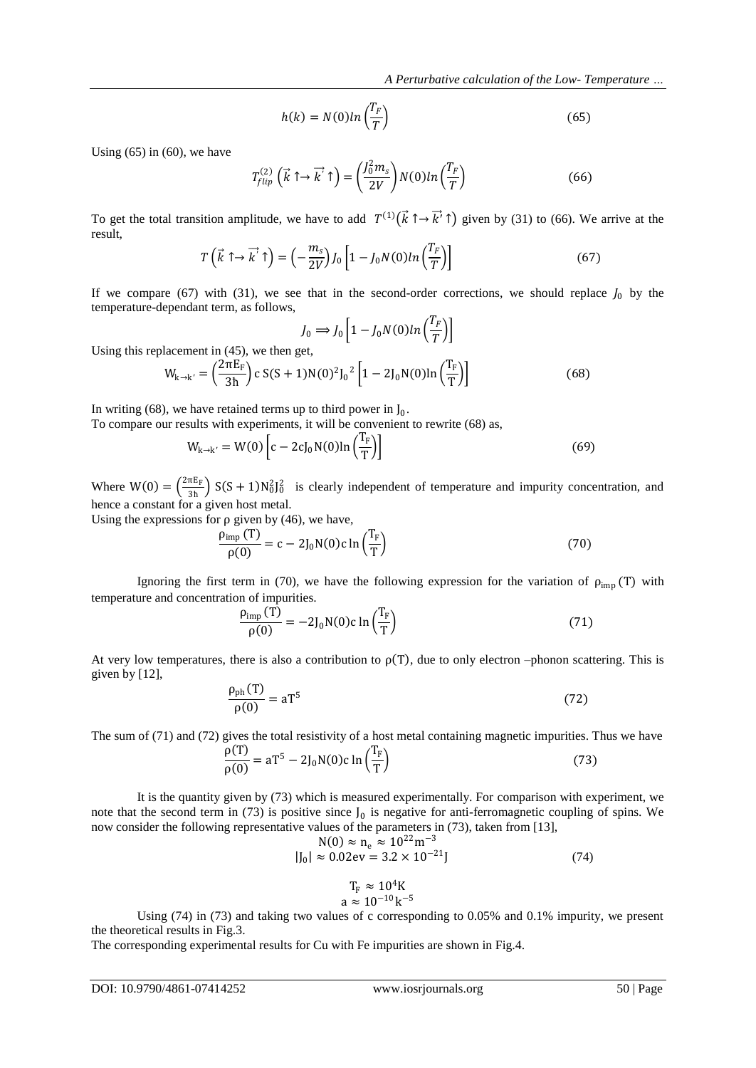$$h(k) = N(0) ln\left(\frac{T_F}{T}\right) \tag{65}$$

Using (65) in (60), we have

$$T_{flip}^{(2)}\left(\vec{k}\uparrow\rightarrow\vec{k}^{'}\uparrow\right) = \left(\frac{J_0^2 m_s}{2V}\right) N(0) ln\left(\frac{T_F}{T}\right) \tag{66}$$

To get the total transition amplitude, we have to add $T^{(1)}(\vec{k}\uparrow\rightarrow\vec{k}'\uparrow)$ given by (31) to (66). We arrive at the result,

$$T\left(\vec{k}\uparrow\rightarrow\vec{k}^{'}\uparrow\right) = \left(-\frac{m_s}{2V}\right) J_0 \left[1 - J_0 N(0) ln\left(\frac{T_F}{T}\right)\right] \tag{67}$$

If we compare (67) with (31), we see that in the second-order corrections, we should replace $J_0$ by the temperature-dependant term, as follows,

$$J_0 \Longrightarrow J_0 \left[1 - J_0 N(0) ln\left(\frac{T_F}{T}\right)\right]$$

Using this replacement in (45), we then get,

$$W_{k\rightarrow k'} = \left(\frac{2\pi E_F}{3\hbar}\right) c\, S(S+1) N(0)^2 J_0{}^2 \left[1 - 2J_0 N(0) \ln\left(\frac{T_F}{T}\right)\right] \tag{68}$$

In writing (68), we have retained terms up to third power in $J_0$.

To compare our results with experiments, it will be convenient to rewrite (68) as,

$$W_{k\rightarrow k'} = W(0)\left[c - 2cJ_0 N(0) \ln\left(\frac{T_F}{T}\right)\right] \tag{69}$$

Where $W(0) = \left(\frac{2\pi E_F}{3\hbar}\right) S(S+1) N_0^2 J_0^2$ is clearly independent of temperature and impurity concentration, and hence a constant for a given host metal.

Using the expressions for ρ given by (46), we have,

$$\frac{\rho_{imp}(T)}{\rho(0)} = c - 2J_0 N(0) c \ln\left(\frac{T_F}{T}\right) \tag{70}$$

Ignoring the first term in (70), we have the following expression for the variation of $\rho_{imp}(T)$ with temperature and concentration of impurities.

$$\frac{\rho_{imp}(T)}{\rho(0)} = -2J_0 N(0) c \ln\left(\frac{T_F}{T}\right) \tag{71}$$

At very low temperatures, there is also a contribution to $\rho(T)$, due to only electron –phonon scattering. This is given by [12],

$$\frac{\rho_{ph}(T)}{\rho(0)} = aT^5 \tag{72}$$

The sum of (71) and (72) gives the total resistivity of a host metal containing magnetic impurities. Thus we have

$$\frac{\rho(T)}{\rho(0)} = aT^5 - 2J_0 N(0) c \ln\left(\frac{T_F}{T}\right) \tag{73}$$

It is the quantity given by (73) which is measured experimentally. For comparison with experiment, we note that the second term in (73) is positive since $J_0$ is negative for anti-ferromagnetic coupling of spins. We now consider the following representative values of the parameters in (73), taken from [13],

$$N(0) \approx n_e \approx 10^{22} m^{-3}$$
$$|J_0| \approx 0.02 ev = 3.2 \times 10^{-21} J \tag{74}$$
$$T_F \approx 10^4 K$$
$$a \approx 10^{-10} k^{-5}$$

Using (74) in (73) and taking two values of c corresponding to 0.05% and 0.1% impurity, we present the theoretical results in Fig.3.

The corresponding experimental results for Cu with Fe impurities are shown in Fig.4.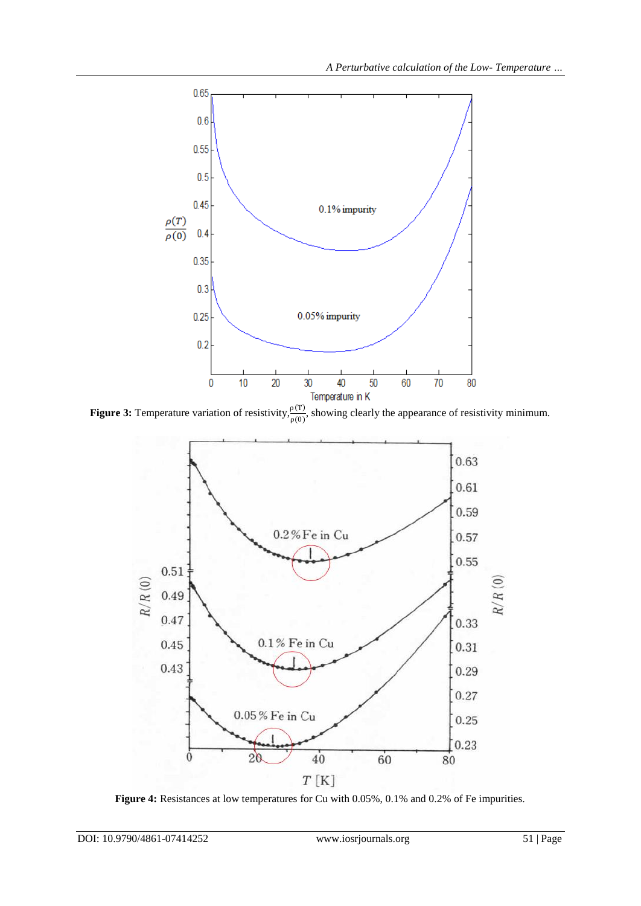**Figure 3:** Temperature variation of resistivity, $\frac{\rho(T)}{\rho(0)}$, showing clearly the appearance of resistivity minimum.

**Figure 4:** Resistances at low temperatures for Cu with 0.05%, 0.1% and 0.2% of Fe impurities.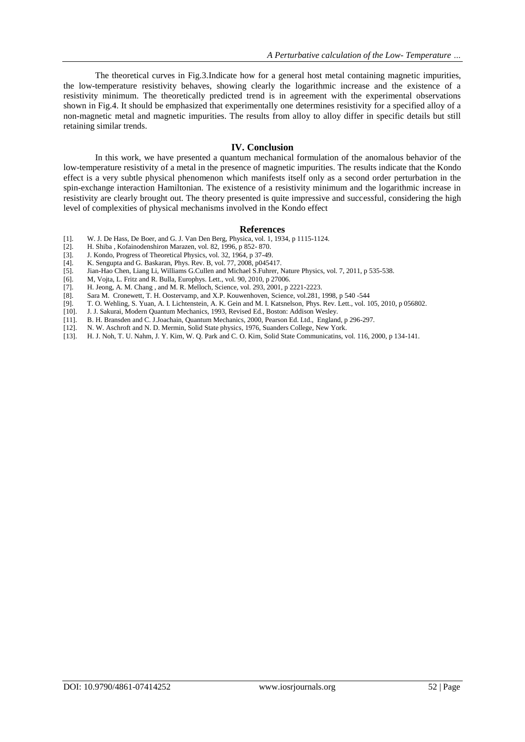The theoretical curves in Fig.3.Indicate how for a general host metal containing magnetic impurities, the low-temperature resistivity behaves, showing clearly the logarithmic increase and the existence of a resistivity minimum. The theoretically predicted trend is in agreement with the experimental observations shown in Fig.4. It should be emphasized that experimentally one determines resistivity for a specified alloy of a non-magnetic metal and magnetic impurities. The results from alloy to alloy differ in specific details but still retaining similar trends.

## IV. Conclusion

In this work, we have presented a quantum mechanical formulation of the anomalous behavior of the low-temperature resistivity of a metal in the presence of magnetic impurities. The results indicate that the Kondo effect is a very subtle physical phenomenon which manifests itself only as a second order perturbation in the spin-exchange interaction Hamiltonian. The existence of a resistivity minimum and the logarithmic increase in resistivity are clearly brought out. The theory presented is quite impressive and successful, considering the high level of complexities of physical mechanisms involved in the Kondo effect

## References

[1]. W. J. De Hass, De Boer, and G. J. Van Den Berg, Physica, vol. 1, 1934, p 1115-1124.
[2]. H. Shiba , Kofainodenshiron Marazen, vol. 82, 1996, p 852- 870.
[3]. J. Kondo, Progress of Theoretical Physics, vol. 32, 1964, p 37-49.
[4]. K. Sengupta and G. Baskaran, Phys. Rev. B, vol. 77, 2008, p045417.
[5]. Jian-Hao Chen, Liang Li, Williams G.Cullen and Michael S.Fuhrer, Nature Physics, vol. 7, 2011, p 535-538.
[6]. M, Vojta, L. Fritz and R. Bulla, Europhys. Lett., vol. 90, 2010, p 27006.
[7]. H. Jeong, A. M. Chang , and M. R. Melloch, Science, vol. 293, 2001, p 2221-2223.
[8]. Sara M. Cronewett, T. H. Oostervamp, and X.P. Kouwenhoven, Science, vol.281, 1998, p 540 -544
[9]. T. O. Wehling, S. Yuan, A. I. Lichtenstein, A. K. Gein and M. I. Katsnelson, Phys. Rev. Lett., vol. 105, 2010, p 056802.
[10]. J. J. Sakurai, Modern Quantum Mechanics, 1993, Revised Ed., Boston: Addison Wesley.
[11]. B. H. Bransden and C. J.Joachain, Quantum Mechanics, 2000, Pearson Ed. Ltd., England, p 296-297.
[12]. N. W. Aschroft and N. D. Mermin, Solid State physics, 1976, Suanders College, New York.
[13]. H. J. Noh, T. U. Nahm, J. Y. Kim, W. Q. Park and C. O. Kim, Solid State Communicatins, vol. 116, 2000, p 134-141.